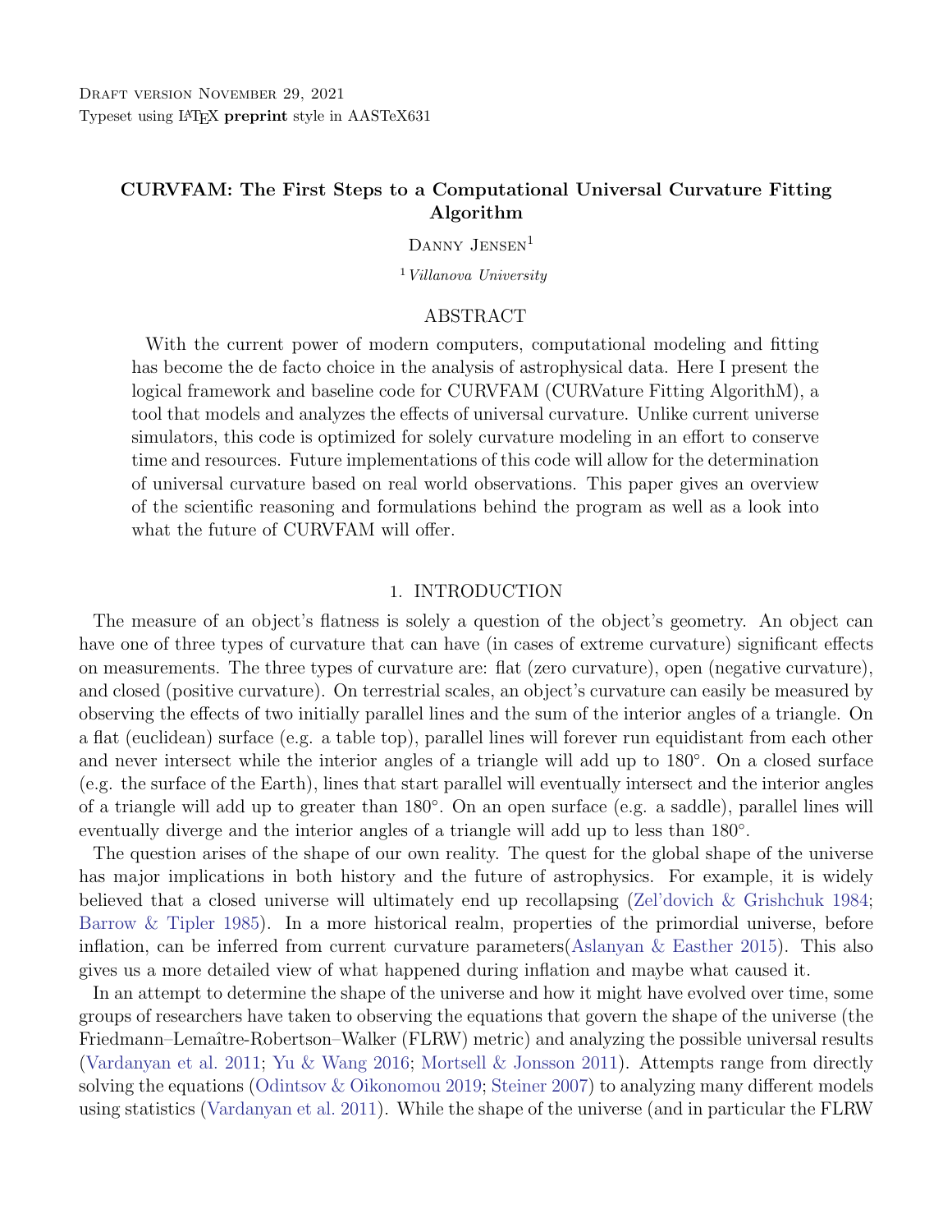Draft version November 29, 2021
Typeset using LaTeX **preprint** style in AASTeX631

# CURVFAM: The First Steps to a Computational Universal Curvature Fitting Algorithm

Danny Jensen[1]

[1] *Villanova University*

## ABSTRACT

With the current power of modern computers, computational modeling and fitting has become the de facto choice in the analysis of astrophysical data. Here I present the logical framework and baseline code for CURVFAM (CURVature Fitting AlgorithM), a tool that models and analyzes the effects of universal curvature. Unlike current universe simulators, this code is optimized for solely curvature modeling in an effort to conserve time and resources. Future implementations of this code will allow for the determination of universal curvature based on real world observations. This paper gives an overview of the scientific reasoning and formulations behind the program as well as a look into what the future of CURVFAM will offer.

## 1. INTRODUCTION

The measure of an object's flatness is solely a question of the object's geometry. An object can have one of three types of curvature that can have (in cases of extreme curvature) significant effects on measurements. The three types of curvature are: flat (zero curvature), open (negative curvature), and closed (positive curvature). On terrestrial scales, an object's curvature can easily be measured by observing the effects of two initially parallel lines and the sum of the interior angles of a triangle. On a flat (euclidean) surface (e.g. a table top), parallel lines will forever run equidistant from each other and never intersect while the interior angles of a triangle will add up to 180°. On a closed surface (e.g. the surface of the Earth), lines that start parallel will eventually intersect and the interior angles of a triangle will add up to greater than 180°. On an open surface (e.g. a saddle), parallel lines will eventually diverge and the interior angles of a triangle will add up to less than 180°.

The question arises of the shape of our own reality. The quest for the global shape of the universe has major implications in both history and the future of astrophysics. For example, it is widely believed that a closed universe will ultimately end up recollapsing (Zel'dovich & Grishchuk 1984; Barrow & Tipler 1985). In a more historical realm, properties of the primordial universe, before inflation, can be inferred from current curvature parameters(Aslanyan & Easther 2015). This also gives us a more detailed view of what happened during inflation and maybe what caused it.

In an attempt to determine the shape of the universe and how it might have evolved over time, some groups of researchers have taken to observing the equations that govern the shape of the universe (the Friedmann–Lemaître-Robertson–Walker (FLRW) metric) and analyzing the possible universal results (Vardanyan et al. 2011; Yu & Wang 2016; Mortsell & Jonsson 2011). Attempts range from directly solving the equations (Odintsov & Oikonomou 2019; Steiner 2007) to analyzing many different models using statistics (Vardanyan et al. 2011). While the shape of the universe (and in particular the FLRW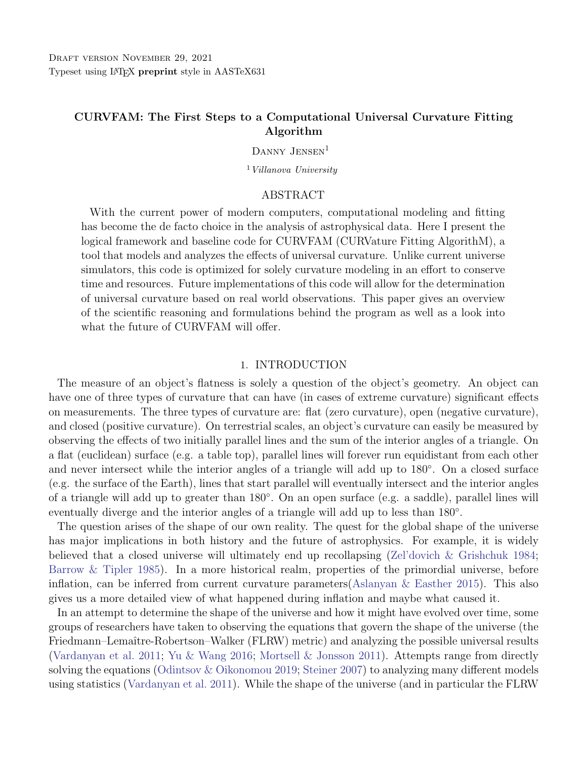Draft version November 29, 2021
Typeset using LATEX **preprint** style in AASTeX631

# CURVFAM: The First Steps to a Computational Universal Curvature Fitting Algorithm

Danny Jensen[1]

[1] *Villanova University*

## ABSTRACT

With the current power of modern computers, computational modeling and fitting has become the de facto choice in the analysis of astrophysical data. Here I present the logical framework and baseline code for CURVFAM (CURVature Fitting AlgorithM), a tool that models and analyzes the effects of universal curvature. Unlike current universe simulators, this code is optimized for solely curvature modeling in an effort to conserve time and resources. Future implementations of this code will allow for the determination of universal curvature based on real world observations. This paper gives an overview of the scientific reasoning and formulations behind the program as well as a look into what the future of CURVFAM will offer.

## 1. INTRODUCTION

The measure of an object's flatness is solely a question of the object's geometry. An object can have one of three types of curvature that can have (in cases of extreme curvature) significant effects on measurements. The three types of curvature are: flat (zero curvature), open (negative curvature), and closed (positive curvature). On terrestrial scales, an object's curvature can easily be measured by observing the effects of two initially parallel lines and the sum of the interior angles of a triangle. On a flat (euclidean) surface (e.g. a table top), parallel lines will forever run equidistant from each other and never intersect while the interior angles of a triangle will add up to 180°. On a closed surface (e.g. the surface of the Earth), lines that start parallel will eventually intersect and the interior angles of a triangle will add up to greater than 180°. On an open surface (e.g. a saddle), parallel lines will eventually diverge and the interior angles of a triangle will add up to less than 180°.

The question arises of the shape of our own reality. The quest for the global shape of the universe has major implications in both history and the future of astrophysics. For example, it is widely believed that a closed universe will ultimately end up recollapsing (Zel'dovich & Grishchuk 1984; Barrow & Tipler 1985). In a more historical realm, properties of the primordial universe, before inflation, can be inferred from current curvature parameters(Aslanyan & Easther 2015). This also gives us a more detailed view of what happened during inflation and maybe what caused it.

In an attempt to determine the shape of the universe and how it might have evolved over time, some groups of researchers have taken to observing the equations that govern the shape of the universe (the Friedmann–Lemaître-Robertson–Walker (FLRW) metric) and analyzing the possible universal results (Vardanyan et al. 2011; Yu & Wang 2016; Mortsell & Jonsson 2011). Attempts range from directly solving the equations (Odintsov & Oikonomou 2019; Steiner 2007) to analyzing many different models using statistics (Vardanyan et al. 2011). While the shape of the universe (and in particular the FLRW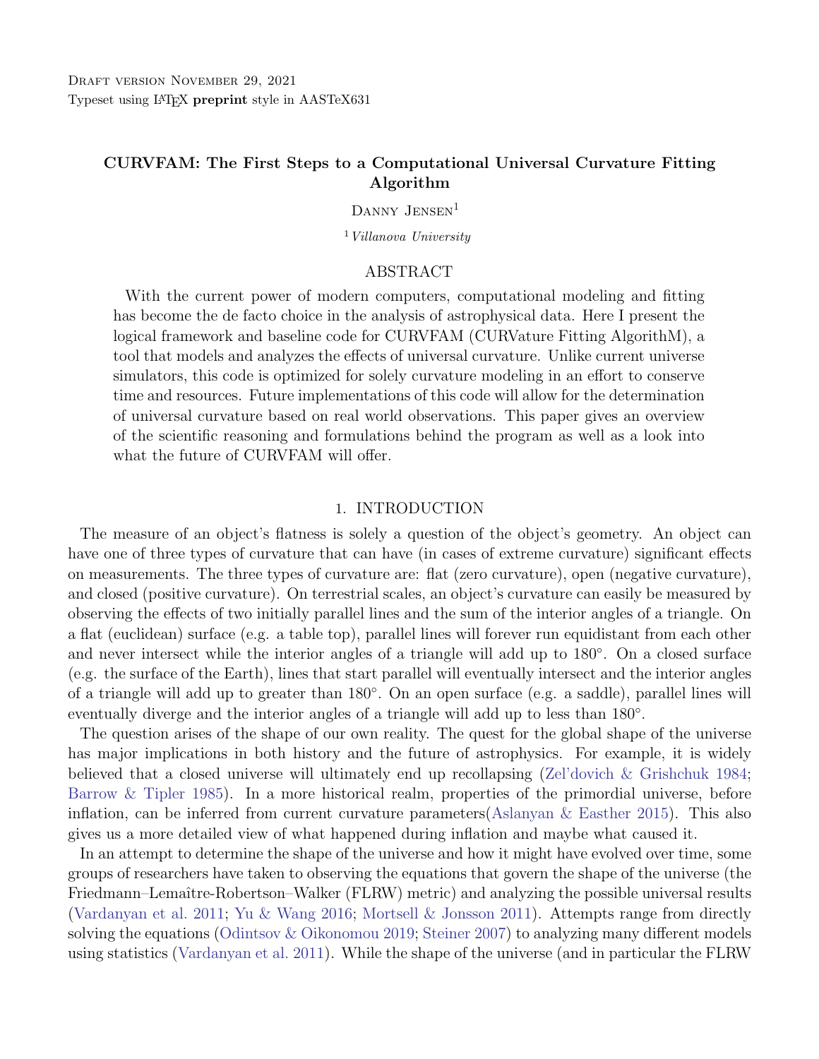Draft version November 29, 2021
Typeset using LaTeX **preprint** style in AASTeX631

# CURVFAM: The First Steps to a Computational Universal Curvature Fitting Algorithm

Danny Jensen[1]

[1] *Villanova University*

## ABSTRACT

With the current power of modern computers, computational modeling and fitting has become the de facto choice in the analysis of astrophysical data. Here I present the logical framework and baseline code for CURVFAM (CURVature Fitting AlgorithM), a tool that models and analyzes the effects of universal curvature. Unlike current universe simulators, this code is optimized for solely curvature modeling in an effort to conserve time and resources. Future implementations of this code will allow for the determination of universal curvature based on real world observations. This paper gives an overview of the scientific reasoning and formulations behind the program as well as a look into what the future of CURVFAM will offer.

## 1. INTRODUCTION

The measure of an object's flatness is solely a question of the object's geometry. An object can have one of three types of curvature that can have (in cases of extreme curvature) significant effects on measurements. The three types of curvature are: flat (zero curvature), open (negative curvature), and closed (positive curvature). On terrestrial scales, an object's curvature can easily be measured by observing the effects of two initially parallel lines and the sum of the interior angles of a triangle. On a flat (euclidean) surface (e.g. a table top), parallel lines will forever run equidistant from each other and never intersect while the interior angles of a triangle will add up to 180°. On a closed surface (e.g. the surface of the Earth), lines that start parallel will eventually intersect and the interior angles of a triangle will add up to greater than 180°. On an open surface (e.g. a saddle), parallel lines will eventually diverge and the interior angles of a triangle will add up to less than 180°.

The question arises of the shape of our own reality. The quest for the global shape of the universe has major implications in both history and the future of astrophysics. For example, it is widely believed that a closed universe will ultimately end up recollapsing (Zel'dovich & Grishchuk 1984; Barrow & Tipler 1985). In a more historical realm, properties of the primordial universe, before inflation, can be inferred from current curvature parameters(Aslanyan & Easther 2015). This also gives us a more detailed view of what happened during inflation and maybe what caused it.

In an attempt to determine the shape of the universe and how it might have evolved over time, some groups of researchers have taken to observing the equations that govern the shape of the universe (the Friedmann–Lemaître-Robertson–Walker (FLRW) metric) and analyzing the possible universal results (Vardanyan et al. 2011; Yu & Wang 2016; Mortsell & Jonsson 2011). Attempts range from directly solving the equations (Odintsov & Oikonomou 2019; Steiner 2007) to analyzing many different models using statistics (Vardanyan et al. 2011). While the shape of the universe (and in particular the FLRW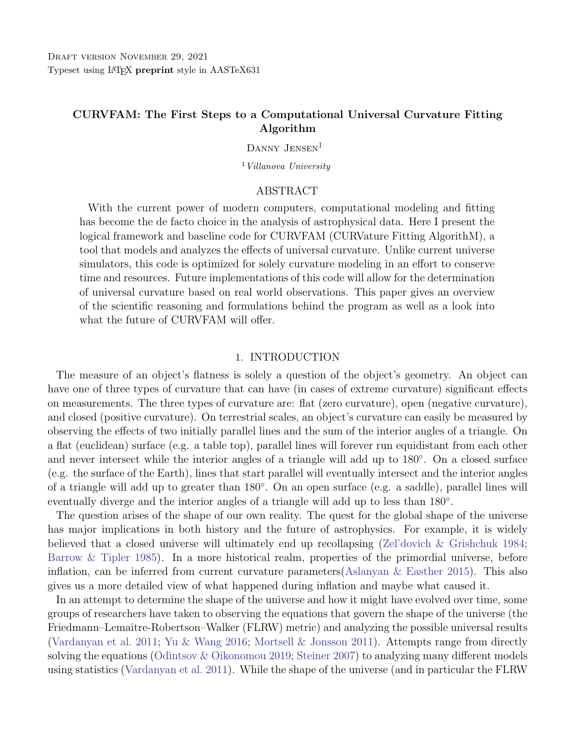# CURVFAM: The First Steps to a Computational Universal Curvature Fitting Algorithm

Danny Jensen[1]

[1] *Villanova University*

## ABSTRACT

With the current power of modern computers, computational modeling and fitting has become the de facto choice in the analysis of astrophysical data. Here I present the logical framework and baseline code for CURVFAM (CURVature Fitting AlgorithM), a tool that models and analyzes the effects of universal curvature. Unlike current universe simulators, this code is optimized for solely curvature modeling in an effort to conserve time and resources. Future implementations of this code will allow for the determination of universal curvature based on real world observations. This paper gives an overview of the scientific reasoning and formulations behind the program as well as a look into what the future of CURVFAM will offer.

## 1. INTRODUCTION

The measure of an object's flatness is solely a question of the object's geometry. An object can have one of three types of curvature that can have (in cases of extreme curvature) significant effects on measurements. The three types of curvature are: flat (zero curvature), open (negative curvature), and closed (positive curvature). On terrestrial scales, an object's curvature can easily be measured by observing the effects of two initially parallel lines and the sum of the interior angles of a triangle. On a flat (euclidean) surface (e.g. a table top), parallel lines will forever run equidistant from each other and never intersect while the interior angles of a triangle will add up to 180°. On a closed surface (e.g. the surface of the Earth), lines that start parallel will eventually intersect and the interior angles of a triangle will add up to greater than 180°. On an open surface (e.g. a saddle), parallel lines will eventually diverge and the interior angles of a triangle will add up to less than 180°.

The question arises of the shape of our own reality. The quest for the global shape of the universe has major implications in both history and the future of astrophysics. For example, it is widely believed that a closed universe will ultimately end up recollapsing (Zel'dovich & Grishchuk 1984; Barrow & Tipler 1985). In a more historical realm, properties of the primordial universe, before inflation, can be inferred from current curvature parameters(Aslanyan & Easther 2015). This also gives us a more detailed view of what happened during inflation and maybe what caused it.

In an attempt to determine the shape of the universe and how it might have evolved over time, some groups of researchers have taken to observing the equations that govern the shape of the universe (the Friedmann–Lemaître-Robertson–Walker (FLRW) metric) and analyzing the possible universal results (Vardanyan et al. 2011; Yu & Wang 2016; Mortsell & Jonsson 2011). Attempts range from directly solving the equations (Odintsov & Oikonomou 2019; Steiner 2007) to analyzing many different models using statistics (Vardanyan et al. 2011). While the shape of the universe (and in particular the FLRW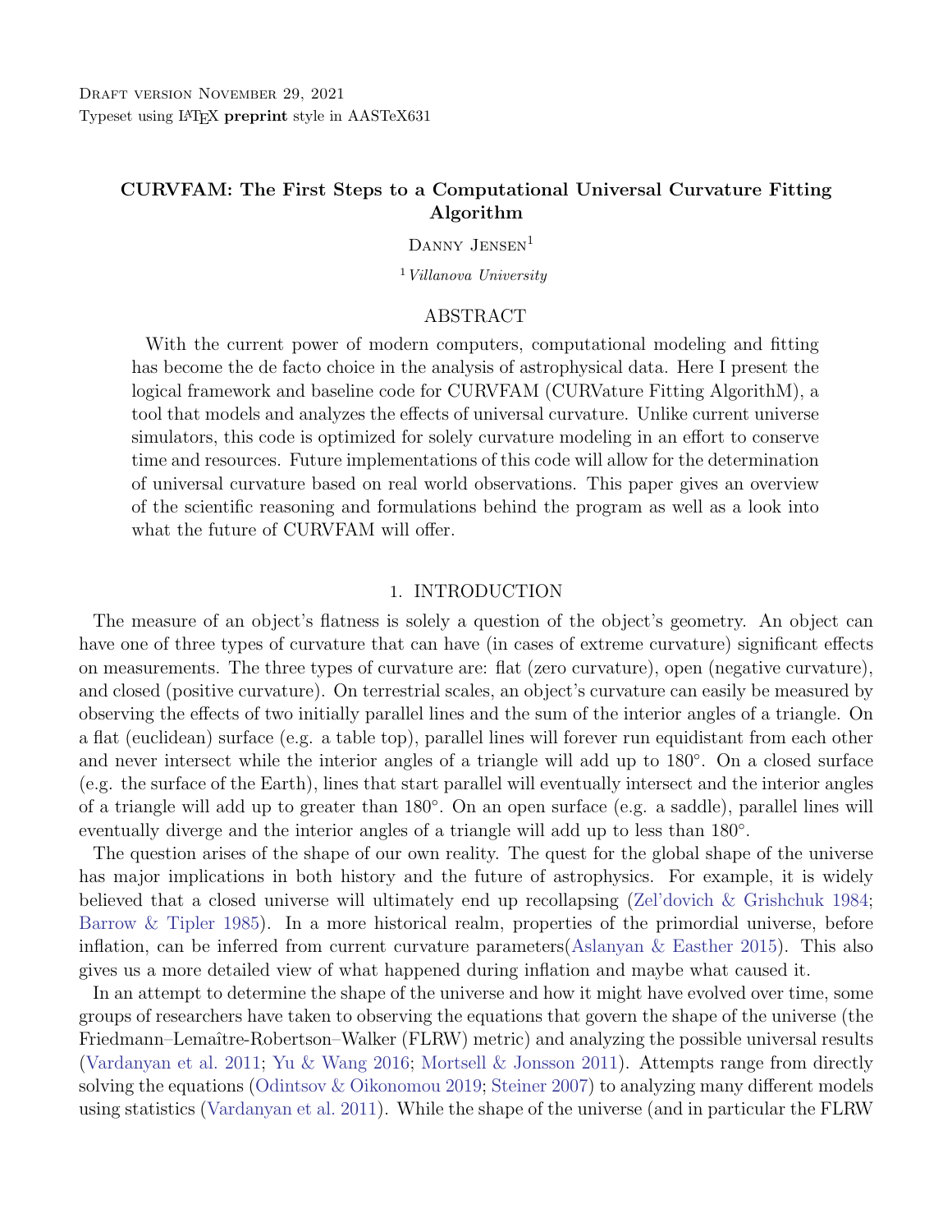Draft version November 29, 2021
Typeset using LaTeX **preprint** style in AASTeX631

# CURVFAM: The First Steps to a Computational Universal Curvature Fitting Algorithm

Danny Jensen[1]

[1] *Villanova University*

## ABSTRACT

With the current power of modern computers, computational modeling and fitting has become the de facto choice in the analysis of astrophysical data. Here I present the logical framework and baseline code for CURVFAM (CURVature Fitting AlgorithM), a tool that models and analyzes the effects of universal curvature. Unlike current universe simulators, this code is optimized for solely curvature modeling in an effort to conserve time and resources. Future implementations of this code will allow for the determination of universal curvature based on real world observations. This paper gives an overview of the scientific reasoning and formulations behind the program as well as a look into what the future of CURVFAM will offer.

## 1. INTRODUCTION

The measure of an object's flatness is solely a question of the object's geometry. An object can have one of three types of curvature that can have (in cases of extreme curvature) significant effects on measurements. The three types of curvature are: flat (zero curvature), open (negative curvature), and closed (positive curvature). On terrestrial scales, an object's curvature can easily be measured by observing the effects of two initially parallel lines and the sum of the interior angles of a triangle. On a flat (euclidean) surface (e.g. a table top), parallel lines will forever run equidistant from each other and never intersect while the interior angles of a triangle will add up to 180°. On a closed surface (e.g. the surface of the Earth), lines that start parallel will eventually intersect and the interior angles of a triangle will add up to greater than 180°. On an open surface (e.g. a saddle), parallel lines will eventually diverge and the interior angles of a triangle will add up to less than 180°.

The question arises of the shape of our own reality. The quest for the global shape of the universe has major implications in both history and the future of astrophysics. For example, it is widely believed that a closed universe will ultimately end up recollapsing (Zel'dovich & Grishchuk 1984; Barrow & Tipler 1985). In a more historical realm, properties of the primordial universe, before inflation, can be inferred from current curvature parameters(Aslanyan & Easther 2015). This also gives us a more detailed view of what happened during inflation and maybe what caused it.

In an attempt to determine the shape of the universe and how it might have evolved over time, some groups of researchers have taken to observing the equations that govern the shape of the universe (the Friedmann–Lemaître-Robertson–Walker (FLRW) metric) and analyzing the possible universal results (Vardanyan et al. 2011; Yu & Wang 2016; Mortsell & Jonsson 2011). Attempts range from directly solving the equations (Odintsov & Oikonomou 2019; Steiner 2007) to analyzing many different models using statistics (Vardanyan et al. 2011). While the shape of the universe (and in particular the FLRW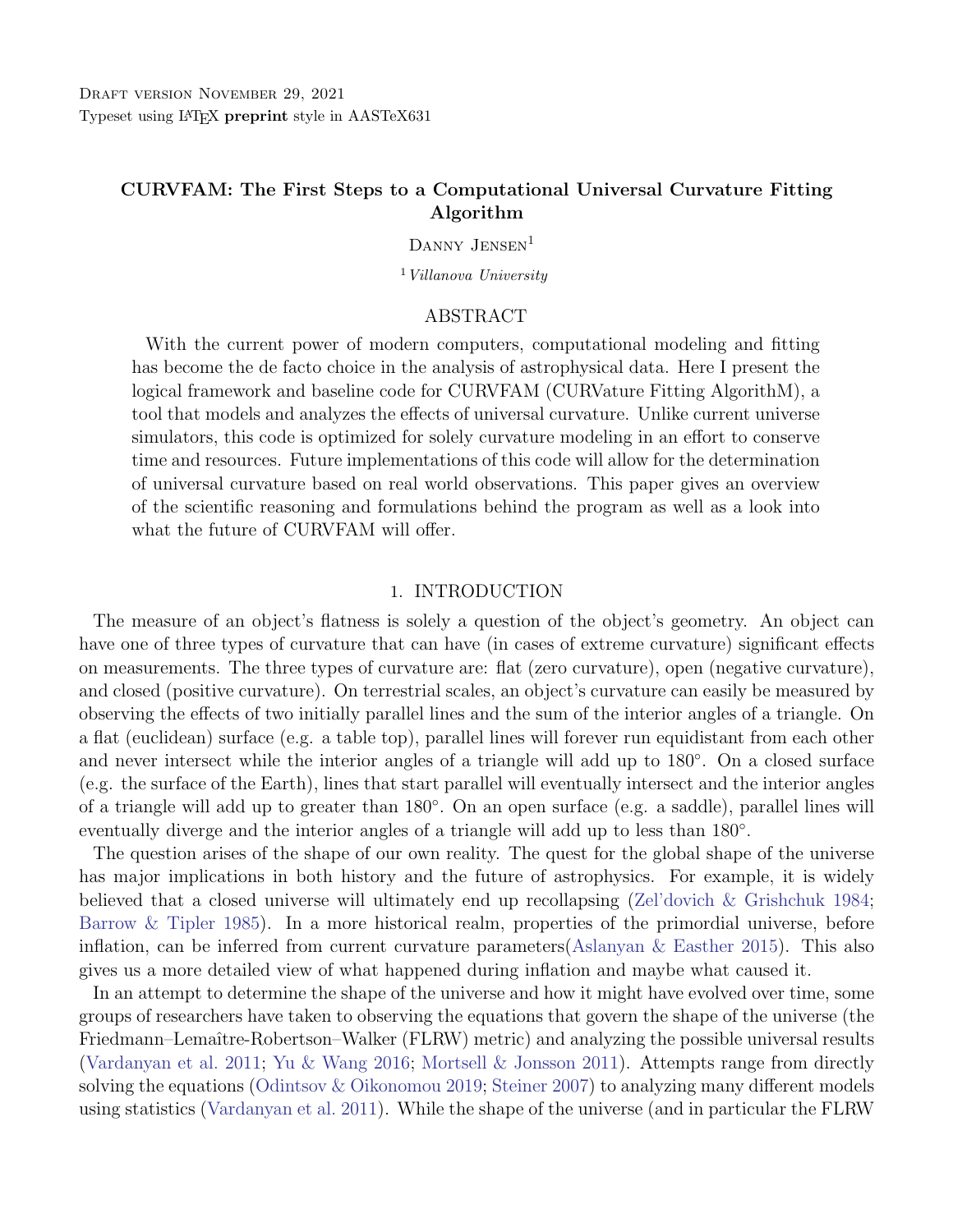Draft version November 29, 2021
Typeset using LaTeX **preprint** style in AASTeX631

# CURVFAM: The First Steps to a Computational Universal Curvature Fitting Algorithm

Danny Jensen[1]

[1] *Villanova University*

## ABSTRACT

With the current power of modern computers, computational modeling and fitting has become the de facto choice in the analysis of astrophysical data. Here I present the logical framework and baseline code for CURVFAM (CURVature Fitting AlgorithM), a tool that models and analyzes the effects of universal curvature. Unlike current universe simulators, this code is optimized for solely curvature modeling in an effort to conserve time and resources. Future implementations of this code will allow for the determination of universal curvature based on real world observations. This paper gives an overview of the scientific reasoning and formulations behind the program as well as a look into what the future of CURVFAM will offer.

## 1. INTRODUCTION

The measure of an object's flatness is solely a question of the object's geometry. An object can have one of three types of curvature that can have (in cases of extreme curvature) significant effects on measurements. The three types of curvature are: flat (zero curvature), open (negative curvature), and closed (positive curvature). On terrestrial scales, an object's curvature can easily be measured by observing the effects of two initially parallel lines and the sum of the interior angles of a triangle. On a flat (euclidean) surface (e.g. a table top), parallel lines will forever run equidistant from each other and never intersect while the interior angles of a triangle will add up to 180°. On a closed surface (e.g. the surface of the Earth), lines that start parallel will eventually intersect and the interior angles of a triangle will add up to greater than 180°. On an open surface (e.g. a saddle), parallel lines will eventually diverge and the interior angles of a triangle will add up to less than 180°.

The question arises of the shape of our own reality. The quest for the global shape of the universe has major implications in both history and the future of astrophysics. For example, it is widely believed that a closed universe will ultimately end up recollapsing (Zel'dovich & Grishchuk 1984; Barrow & Tipler 1985). In a more historical realm, properties of the primordial universe, before inflation, can be inferred from current curvature parameters(Aslanyan & Easther 2015). This also gives us a more detailed view of what happened during inflation and maybe what caused it.

In an attempt to determine the shape of the universe and how it might have evolved over time, some groups of researchers have taken to observing the equations that govern the shape of the universe (the Friedmann–Lemaître-Robertson–Walker (FLRW) metric) and analyzing the possible universal results (Vardanyan et al. 2011; Yu & Wang 2016; Mortsell & Jonsson 2011). Attempts range from directly solving the equations (Odintsov & Oikonomou 2019; Steiner 2007) to analyzing many different models using statistics (Vardanyan et al. 2011). While the shape of the universe (and in particular the FLRW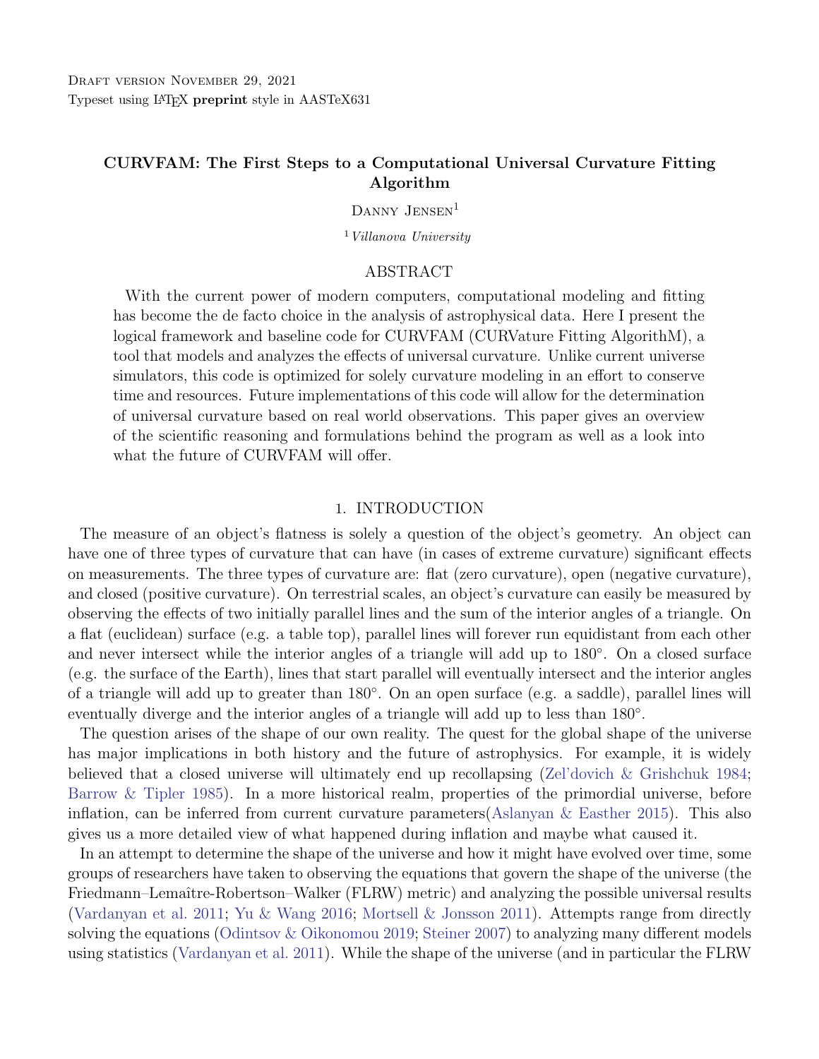Draft version November 29, 2021
Typeset using LaTeX **preprint** style in AASTeX631

# CURVFAM: The First Steps to a Computational Universal Curvature Fitting Algorithm

Danny Jensen[1]

[1] *Villanova University*

## ABSTRACT

With the current power of modern computers, computational modeling and fitting has become the de facto choice in the analysis of astrophysical data. Here I present the logical framework and baseline code for CURVFAM (CURVature Fitting AlgorithM), a tool that models and analyzes the effects of universal curvature. Unlike current universe simulators, this code is optimized for solely curvature modeling in an effort to conserve time and resources. Future implementations of this code will allow for the determination of universal curvature based on real world observations. This paper gives an overview of the scientific reasoning and formulations behind the program as well as a look into what the future of CURVFAM will offer.

## 1. INTRODUCTION

The measure of an object's flatness is solely a question of the object's geometry. An object can have one of three types of curvature that can have (in cases of extreme curvature) significant effects on measurements. The three types of curvature are: flat (zero curvature), open (negative curvature), and closed (positive curvature). On terrestrial scales, an object's curvature can easily be measured by observing the effects of two initially parallel lines and the sum of the interior angles of a triangle. On a flat (euclidean) surface (e.g. a table top), parallel lines will forever run equidistant from each other and never intersect while the interior angles of a triangle will add up to 180°. On a closed surface (e.g. the surface of the Earth), lines that start parallel will eventually intersect and the interior angles of a triangle will add up to greater than 180°. On an open surface (e.g. a saddle), parallel lines will eventually diverge and the interior angles of a triangle will add up to less than 180°.

The question arises of the shape of our own reality. The quest for the global shape of the universe has major implications in both history and the future of astrophysics. For example, it is widely believed that a closed universe will ultimately end up recollapsing (Zel'dovich & Grishchuk 1984; Barrow & Tipler 1985). In a more historical realm, properties of the primordial universe, before inflation, can be inferred from current curvature parameters(Aslanyan & Easther 2015). This also gives us a more detailed view of what happened during inflation and maybe what caused it.

In an attempt to determine the shape of the universe and how it might have evolved over time, some groups of researchers have taken to observing the equations that govern the shape of the universe (the Friedmann–Lemaître-Robertson–Walker (FLRW) metric) and analyzing the possible universal results (Vardanyan et al. 2011; Yu & Wang 2016; Mortsell & Jonsson 2011). Attempts range from directly solving the equations (Odintsov & Oikonomou 2019; Steiner 2007) to analyzing many different models using statistics (Vardanyan et al. 2011). While the shape of the universe (and in particular the FLRW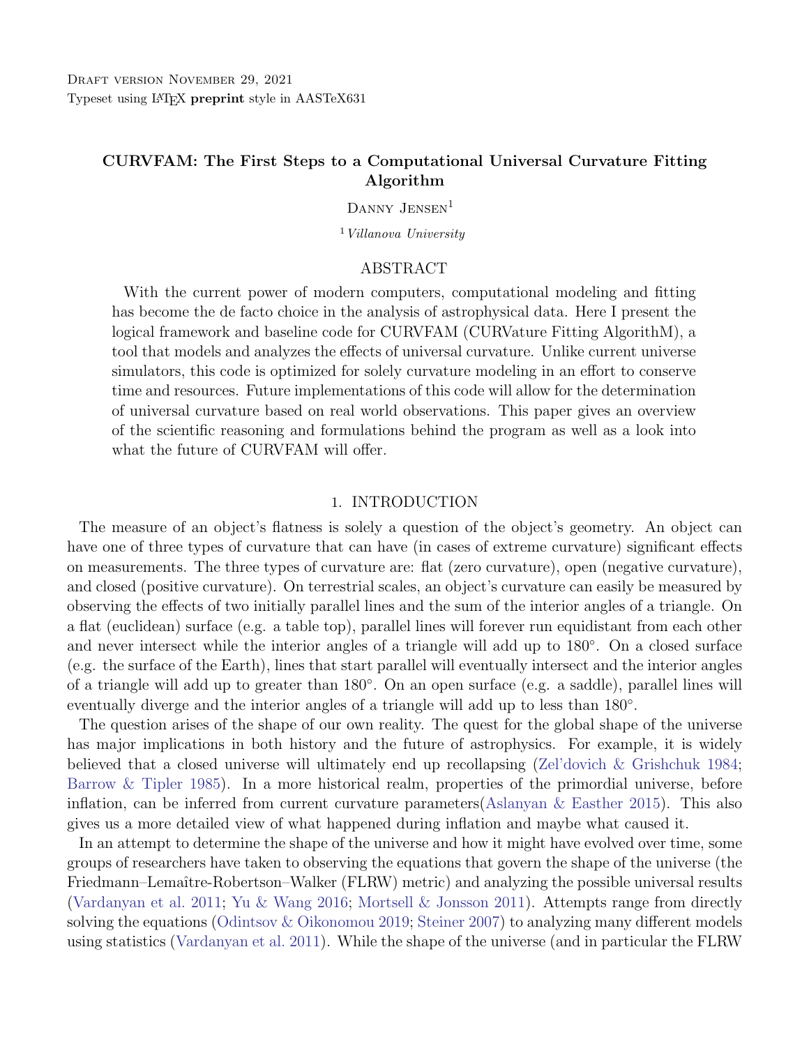Draft version November 29, 2021
Typeset using LaTeX **preprint** style in AASTeX631

# CURVFAM: The First Steps to a Computational Universal Curvature Fitting Algorithm

Danny Jensen[1]

[1] *Villanova University*

## ABSTRACT

With the current power of modern computers, computational modeling and fitting has become the de facto choice in the analysis of astrophysical data. Here I present the logical framework and baseline code for CURVFAM (CURVature Fitting AlgorithM), a tool that models and analyzes the effects of universal curvature. Unlike current universe simulators, this code is optimized for solely curvature modeling in an effort to conserve time and resources. Future implementations of this code will allow for the determination of universal curvature based on real world observations. This paper gives an overview of the scientific reasoning and formulations behind the program as well as a look into what the future of CURVFAM will offer.

## 1. INTRODUCTION

The measure of an object's flatness is solely a question of the object's geometry. An object can have one of three types of curvature that can have (in cases of extreme curvature) significant effects on measurements. The three types of curvature are: flat (zero curvature), open (negative curvature), and closed (positive curvature). On terrestrial scales, an object's curvature can easily be measured by observing the effects of two initially parallel lines and the sum of the interior angles of a triangle. On a flat (euclidean) surface (e.g. a table top), parallel lines will forever run equidistant from each other and never intersect while the interior angles of a triangle will add up to 180°. On a closed surface (e.g. the surface of the Earth), lines that start parallel will eventually intersect and the interior angles of a triangle will add up to greater than 180°. On an open surface (e.g. a saddle), parallel lines will eventually diverge and the interior angles of a triangle will add up to less than 180°.

The question arises of the shape of our own reality. The quest for the global shape of the universe has major implications in both history and the future of astrophysics. For example, it is widely believed that a closed universe will ultimately end up recollapsing (Zel'dovich & Grishchuk 1984; Barrow & Tipler 1985). In a more historical realm, properties of the primordial universe, before inflation, can be inferred from current curvature parameters(Aslanyan & Easther 2015). This also gives us a more detailed view of what happened during inflation and maybe what caused it.

In an attempt to determine the shape of the universe and how it might have evolved over time, some groups of researchers have taken to observing the equations that govern the shape of the universe (the Friedmann–Lemaître-Robertson–Walker (FLRW) metric) and analyzing the possible universal results (Vardanyan et al. 2011; Yu & Wang 2016; Mortsell & Jonsson 2011). Attempts range from directly solving the equations (Odintsov & Oikonomou 2019; Steiner 2007) to analyzing many different models using statistics (Vardanyan et al. 2011). While the shape of the universe (and in particular the FLRW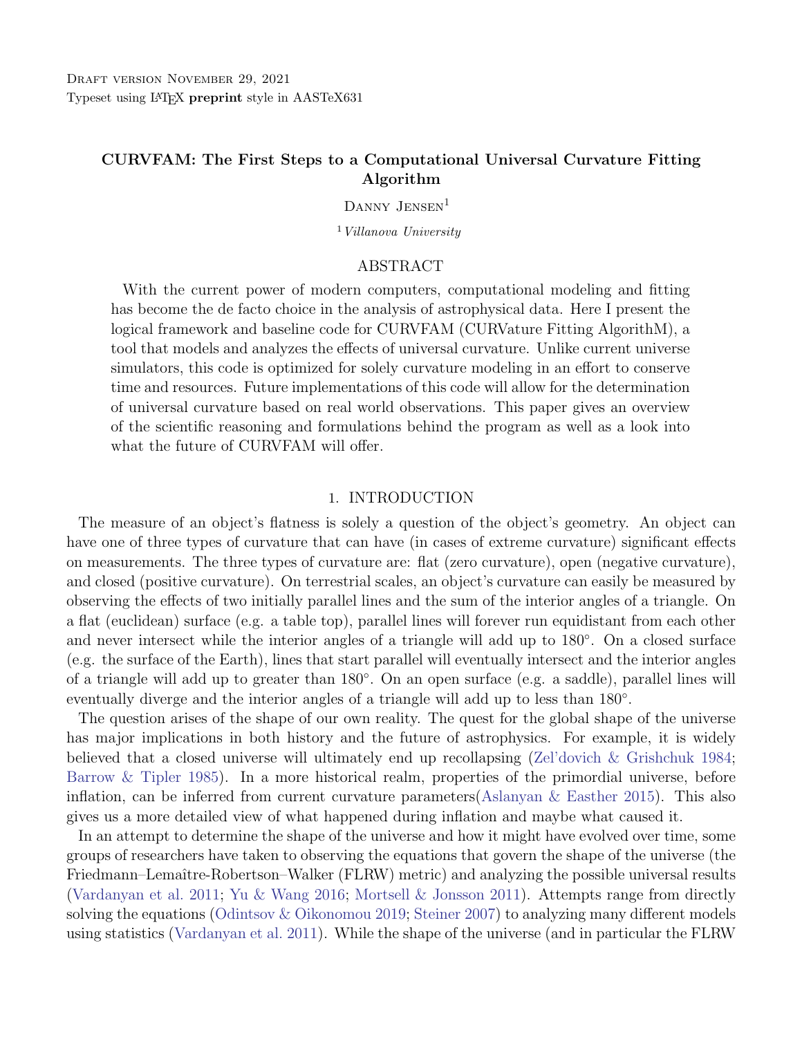Draft version November 29, 2021
Typeset using LaTeX **preprint** style in AASTeX631

# CURVFAM: The First Steps to a Computational Universal Curvature Fitting Algorithm

Danny Jensen[1]

[1] *Villanova University*

## ABSTRACT

With the current power of modern computers, computational modeling and fitting has become the de facto choice in the analysis of astrophysical data. Here I present the logical framework and baseline code for CURVFAM (CURVature Fitting AlgorithM), a tool that models and analyzes the effects of universal curvature. Unlike current universe simulators, this code is optimized for solely curvature modeling in an effort to conserve time and resources. Future implementations of this code will allow for the determination of universal curvature based on real world observations. This paper gives an overview of the scientific reasoning and formulations behind the program as well as a look into what the future of CURVFAM will offer.

## 1. INTRODUCTION

The measure of an object's flatness is solely a question of the object's geometry. An object can have one of three types of curvature that can have (in cases of extreme curvature) significant effects on measurements. The three types of curvature are: flat (zero curvature), open (negative curvature), and closed (positive curvature). On terrestrial scales, an object's curvature can easily be measured by observing the effects of two initially parallel lines and the sum of the interior angles of a triangle. On a flat (euclidean) surface (e.g. a table top), parallel lines will forever run equidistant from each other and never intersect while the interior angles of a triangle will add up to 180°. On a closed surface (e.g. the surface of the Earth), lines that start parallel will eventually intersect and the interior angles of a triangle will add up to greater than 180°. On an open surface (e.g. a saddle), parallel lines will eventually diverge and the interior angles of a triangle will add up to less than 180°.

The question arises of the shape of our own reality. The quest for the global shape of the universe has major implications in both history and the future of astrophysics. For example, it is widely believed that a closed universe will ultimately end up recollapsing (Zel'dovich & Grishchuk 1984; Barrow & Tipler 1985). In a more historical realm, properties of the primordial universe, before inflation, can be inferred from current curvature parameters(Aslanyan & Easther 2015). This also gives us a more detailed view of what happened during inflation and maybe what caused it.

In an attempt to determine the shape of the universe and how it might have evolved over time, some groups of researchers have taken to observing the equations that govern the shape of the universe (the Friedmann–Lemaître-Robertson–Walker (FLRW) metric) and analyzing the possible universal results (Vardanyan et al. 2011; Yu & Wang 2016; Mortsell & Jonsson 2011). Attempts range from directly solving the equations (Odintsov & Oikonomou 2019; Steiner 2007) to analyzing many different models using statistics (Vardanyan et al. 2011). While the shape of the universe (and in particular the FLRW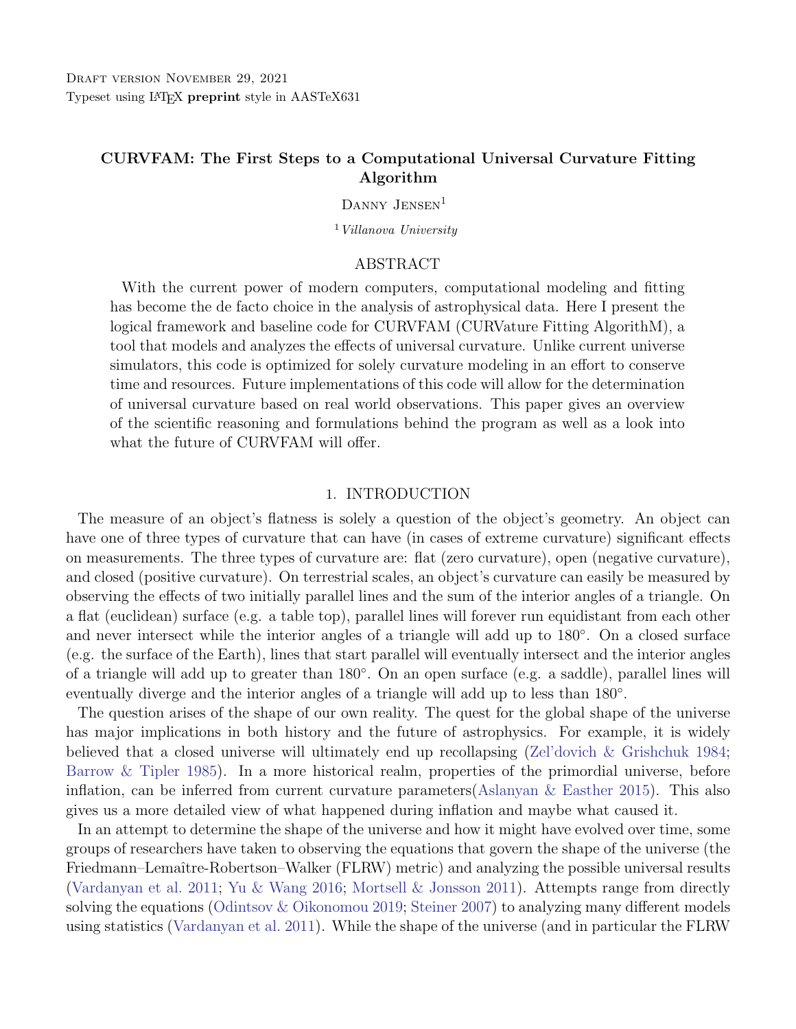Draft version November 29, 2021
Typeset using LaTeX **preprint** style in AASTeX631

# CURVFAM: The First Steps to a Computational Universal Curvature Fitting Algorithm

Danny Jensen[1]

[1] *Villanova University*

## ABSTRACT

With the current power of modern computers, computational modeling and fitting has become the de facto choice in the analysis of astrophysical data. Here I present the logical framework and baseline code for CURVFAM (CURVature Fitting AlgorithM), a tool that models and analyzes the effects of universal curvature. Unlike current universe simulators, this code is optimized for solely curvature modeling in an effort to conserve time and resources. Future implementations of this code will allow for the determination of universal curvature based on real world observations. This paper gives an overview of the scientific reasoning and formulations behind the program as well as a look into what the future of CURVFAM will offer.

## 1. INTRODUCTION

The measure of an object's flatness is solely a question of the object's geometry. An object can have one of three types of curvature that can have (in cases of extreme curvature) significant effects on measurements. The three types of curvature are: flat (zero curvature), open (negative curvature), and closed (positive curvature). On terrestrial scales, an object's curvature can easily be measured by observing the effects of two initially parallel lines and the sum of the interior angles of a triangle. On a flat (euclidean) surface (e.g. a table top), parallel lines will forever run equidistant from each other and never intersect while the interior angles of a triangle will add up to 180°. On a closed surface (e.g. the surface of the Earth), lines that start parallel will eventually intersect and the interior angles of a triangle will add up to greater than 180°. On an open surface (e.g. a saddle), parallel lines will eventually diverge and the interior angles of a triangle will add up to less than 180°.

The question arises of the shape of our own reality. The quest for the global shape of the universe has major implications in both history and the future of astrophysics. For example, it is widely believed that a closed universe will ultimately end up recollapsing (Zel'dovich & Grishchuk 1984; Barrow & Tipler 1985). In a more historical realm, properties of the primordial universe, before inflation, can be inferred from current curvature parameters(Aslanyan & Easther 2015). This also gives us a more detailed view of what happened during inflation and maybe what caused it.

In an attempt to determine the shape of the universe and how it might have evolved over time, some groups of researchers have taken to observing the equations that govern the shape of the universe (the Friedmann–Lemaître-Robertson–Walker (FLRW) metric) and analyzing the possible universal results (Vardanyan et al. 2011; Yu & Wang 2016; Mortsell & Jonsson 2011). Attempts range from directly solving the equations (Odintsov & Oikonomou 2019; Steiner 2007) to analyzing many different models using statistics (Vardanyan et al. 2011). While the shape of the universe (and in particular the FLRW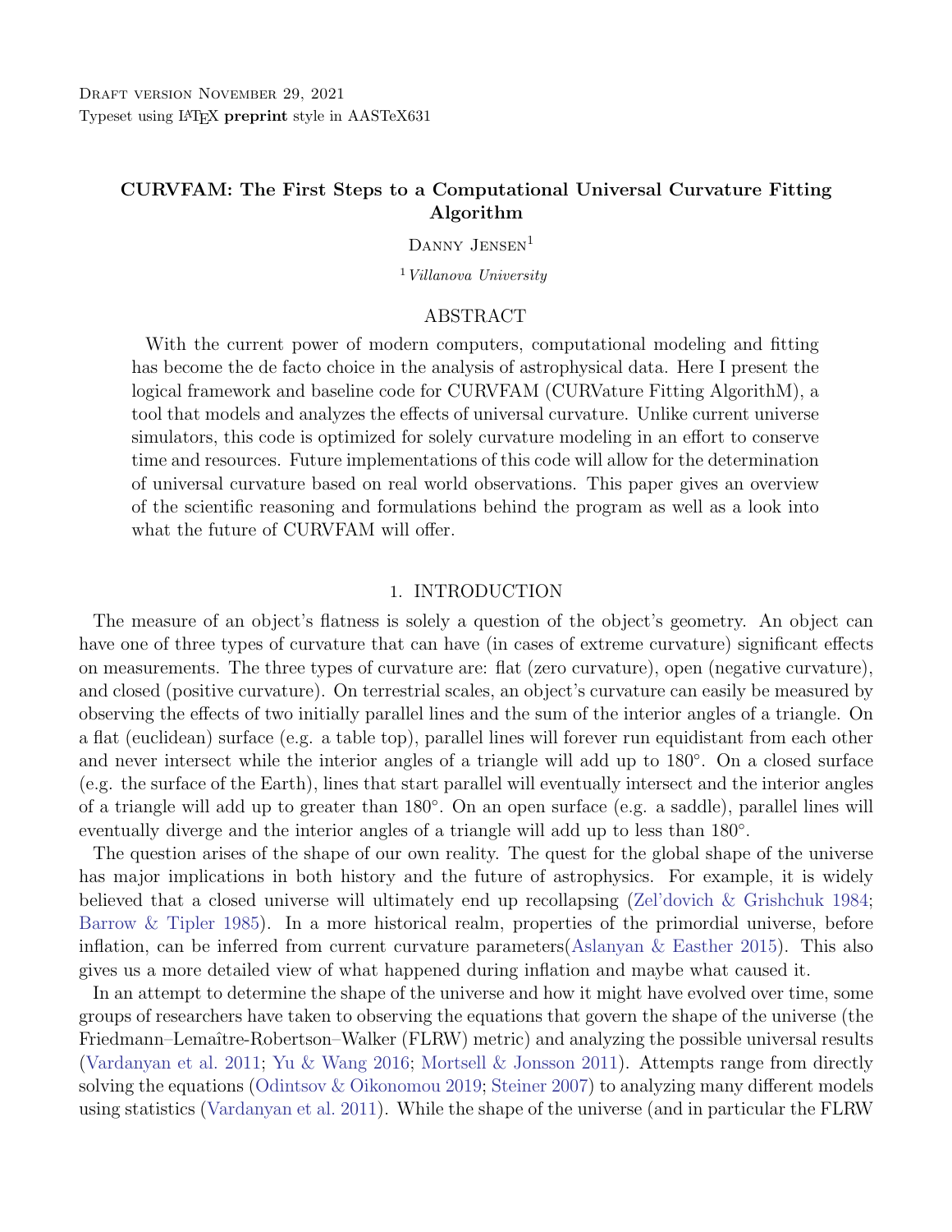Draft version November 29, 2021
Typeset using LaTeX **preprint** style in AASTeX631

# CURVFAM: The First Steps to a Computational Universal Curvature Fitting Algorithm

Danny Jensen[1]

[1] *Villanova University*

## ABSTRACT

With the current power of modern computers, computational modeling and fitting has become the de facto choice in the analysis of astrophysical data. Here I present the logical framework and baseline code for CURVFAM (CURVature Fitting AlgorithM), a tool that models and analyzes the effects of universal curvature. Unlike current universe simulators, this code is optimized for solely curvature modeling in an effort to conserve time and resources. Future implementations of this code will allow for the determination of universal curvature based on real world observations. This paper gives an overview of the scientific reasoning and formulations behind the program as well as a look into what the future of CURVFAM will offer.

## 1. INTRODUCTION

The measure of an object's flatness is solely a question of the object's geometry. An object can have one of three types of curvature that can have (in cases of extreme curvature) significant effects on measurements. The three types of curvature are: flat (zero curvature), open (negative curvature), and closed (positive curvature). On terrestrial scales, an object's curvature can easily be measured by observing the effects of two initially parallel lines and the sum of the interior angles of a triangle. On a flat (euclidean) surface (e.g. a table top), parallel lines will forever run equidistant from each other and never intersect while the interior angles of a triangle will add up to 180°. On a closed surface (e.g. the surface of the Earth), lines that start parallel will eventually intersect and the interior angles of a triangle will add up to greater than 180°. On an open surface (e.g. a saddle), parallel lines will eventually diverge and the interior angles of a triangle will add up to less than 180°.

The question arises of the shape of our own reality. The quest for the global shape of the universe has major implications in both history and the future of astrophysics. For example, it is widely believed that a closed universe will ultimately end up recollapsing (Zel'dovich & Grishchuk 1984; Barrow & Tipler 1985). In a more historical realm, properties of the primordial universe, before inflation, can be inferred from current curvature parameters(Aslanyan & Easther 2015). This also gives us a more detailed view of what happened during inflation and maybe what caused it.

In an attempt to determine the shape of the universe and how it might have evolved over time, some groups of researchers have taken to observing the equations that govern the shape of the universe (the Friedmann–Lemaître-Robertson–Walker (FLRW) metric) and analyzing the possible universal results (Vardanyan et al. 2011; Yu & Wang 2016; Mortsell & Jonsson 2011). Attempts range from directly solving the equations (Odintsov & Oikonomou 2019; Steiner 2007) to analyzing many different models using statistics (Vardanyan et al. 2011). While the shape of the universe (and in particular the FLRW